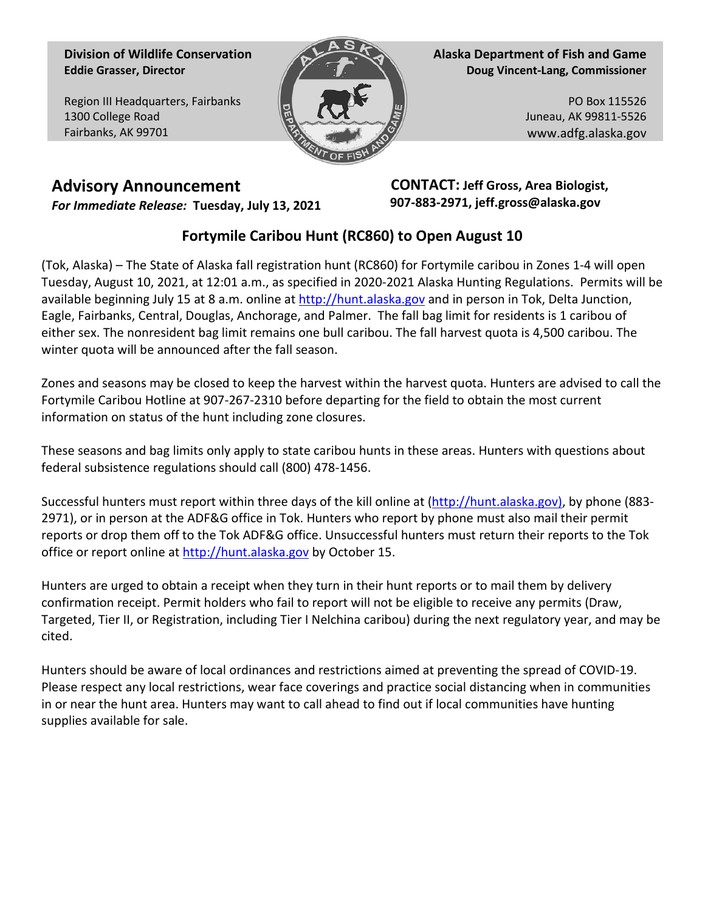**Division of Wildlife Conservation**
**Eddie Grasser, Director**

Region III Headquarters, Fairbanks
1300 College Road
Fairbanks, AK 99701

**Alaska Department of Fish and Game**
**Doug Vincent-Lang, Commissioner**

PO Box 115526
Juneau, AK 99811-5526
www.adfg.alaska.gov

## Advisory Announcement

***For Immediate Release:*** **Tuesday, July 13, 2021**

**CONTACT: Jeff Gross, Area Biologist, 907-883-2971, jeff.gross@alaska.gov**

## Fortymile Caribou Hunt (RC860) to Open August 10

(Tok, Alaska) – The State of Alaska fall registration hunt (RC860) for Fortymile caribou in Zones 1-4 will open Tuesday, August 10, 2021, at 12:01 a.m., as specified in 2020-2021 Alaska Hunting Regulations. Permits will be available beginning July 15 at 8 a.m. online at http://hunt.alaska.gov and in person in Tok, Delta Junction, Eagle, Fairbanks, Central, Douglas, Anchorage, and Palmer. The fall bag limit for residents is 1 caribou of either sex. The nonresident bag limit remains one bull caribou. The fall harvest quota is 4,500 caribou. The winter quota will be announced after the fall season.

Zones and seasons may be closed to keep the harvest within the harvest quota. Hunters are advised to call the Fortymile Caribou Hotline at 907-267-2310 before departing for the field to obtain the most current information on status of the hunt including zone closures.

These seasons and bag limits only apply to state caribou hunts in these areas. Hunters with questions about federal subsistence regulations should call (800) 478-1456.

Successful hunters must report within three days of the kill online at (http://hunt.alaska.gov), by phone (883-2971), or in person at the ADF&G office in Tok. Hunters who report by phone must also mail their permit reports or drop them off to the Tok ADF&G office. Unsuccessful hunters must return their reports to the Tok office or report online at http://hunt.alaska.gov by October 15.

Hunters are urged to obtain a receipt when they turn in their hunt reports or to mail them by delivery confirmation receipt. Permit holders who fail to report will not be eligible to receive any permits (Draw, Targeted, Tier II, or Registration, including Tier I Nelchina caribou) during the next regulatory year, and may be cited.

Hunters should be aware of local ordinances and restrictions aimed at preventing the spread of COVID-19. Please respect any local restrictions, wear face coverings and practice social distancing when in communities in or near the hunt area. Hunters may want to call ahead to find out if local communities have hunting supplies available for sale.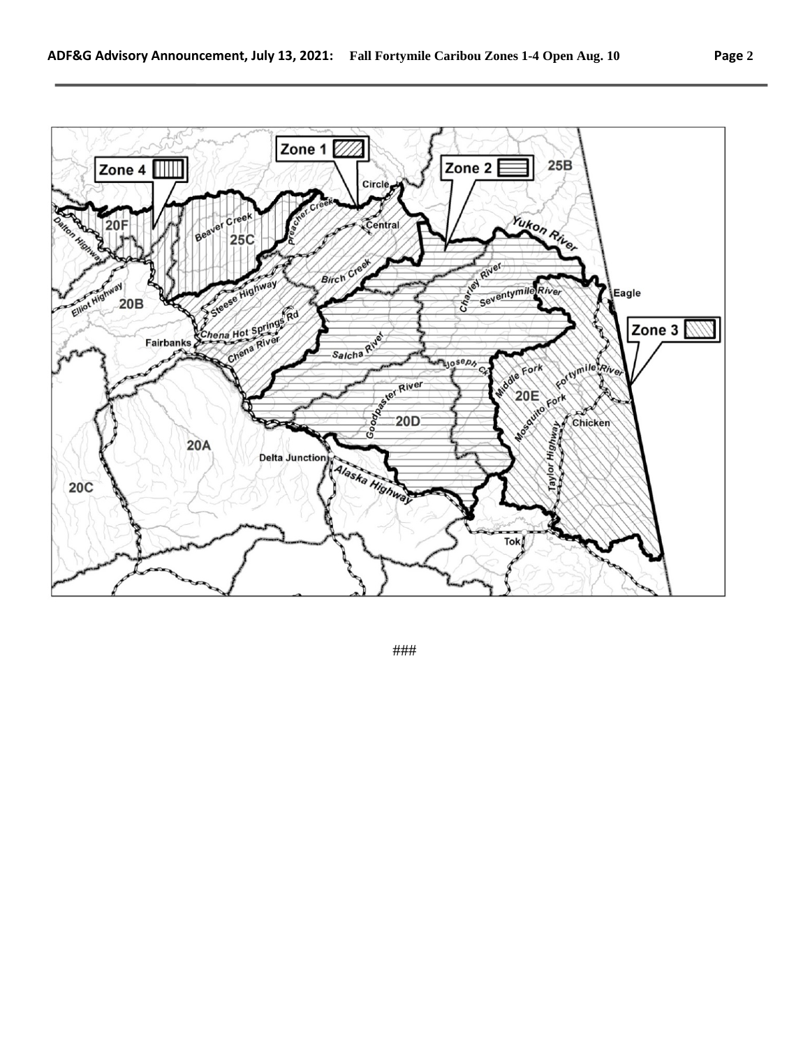Zone 1

Zone 2

25B

Zone 4

Circle

Central

Yukon River

20F

Beaver Creek

Preacher Creek

25C

Dalton Highway

Birch Creek

Charley River

Steese Highway

Seventymile River

Eagle

Elliot Highway

20B

Chena Hot Springs Rd

Zone 3

Fairbanks

Chena River

Salcha River

Joseph Ck

Middle Fork

Fortymile River

20E

Goodpaster River

Mosquito Fork

20D

Chicken

20A

Taylor Highway

Delta Junction

Alaska Highway

20C

Tok

###